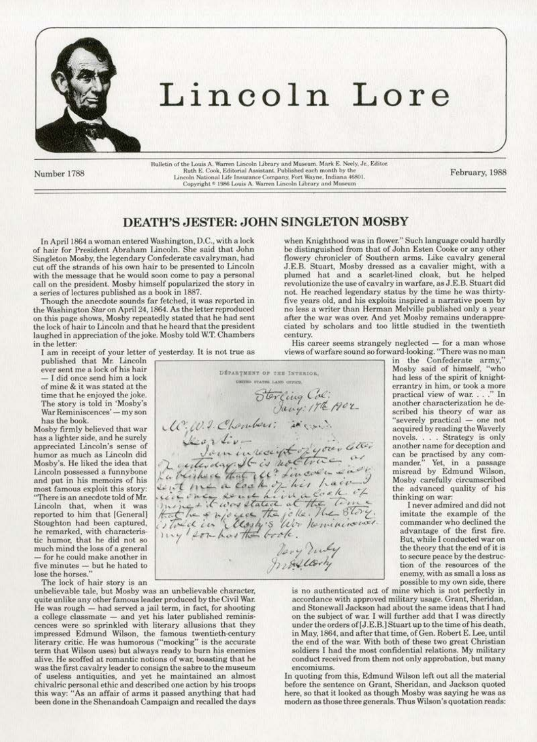# Lincoln Lore

Number 1788

Bulletin of the Louis A. Warren Lincoln Library and Museum. Mark E. Neely, Jr., Editor. Ruth E. Cook, Editorial Assistant. Published each month by the Lincoln National Life Insurance Company, Fort Wayne, Indiana 46801. Copyright © 1986 Louis A. Warren Lincoln Library and Museum

February, 1988

## DEATH'S JESTER: JOHN SINGLETON MOSBY

In April 1864 a woman entered Washington, D.C., with a lock of hair for President Abraham Lincoln. She said that John Singleton Mosby, the legendary Confederate cavalryman, had cut off the strands of his own hair to be presented to Lincoln with the message that he would soon come to pay a personal call on the president. Mosby himself popularized the story in a series of lectures published as a book in 1887.

Though the anecdote sounds far fetched, it was reported in the Washington *Star* on April 24, 1864. As the letter reproduced on this page shows, Mosby repeatedly stated that he had sent the lock of hair to Lincoln and that he heard that the president laughed in appreciation of the joke. Mosby told W.T. Chambers in the letter:

> I am in receipt of your letter of yesterday. It is not true as published that Mr. Lincoln ever sent me a lock of his hair — I did once send him a lock of mine & it was stated at the time that he enjoyed the joke. The story is told in 'Mosby's War Reminiscences' — my son has the book.

DEPARTMENT OF THE INTERIOR,
UNITED STATES LAND OFFICE,
Sterling Col:
Jany: 17th 1902
Mr. W.T. Chambers:
Dear Sir—
I am in receipt of your letter of yesterday. It is not true as published that Mr. Lincoln ever sent me a lock of his hair — I did once send him a lock of mine & it was stated at the time that he enjoyed the joke. The story is told in Mosby's War Reminiscences — my son has the book.
Very truly
Jno. S. Mosby

Mosby firmly believed that war has a lighter side, and he surely appreciated Lincoln's sense of humor as much as Lincoln did Mosby's. He liked the idea that Lincoln possessed a funnybone and put in his memoirs of his most famous exploit this story: "There is an anecdote told of Mr. Lincoln that, when it was reported to him that [General] Stoughton had been captured, he remarked, with characteristic humor, that he did not so much mind the loss of a general — for he could make another in five minutes — but he hated to lose the horses."

The lock of hair story is an unbelievable tale, but Mosby was an unbelievable character, quite unlike any other famous leader produced by the Civil War. He was rough — had served a jail term, in fact, for shooting a college classmate — and yet his later published reminiscences were so sprinkled with literary allusions that they impressed Edmund Wilson, the famous twentieth-century literary critic. He was humorous ("mocking" is the accurate term that Wilson uses) but always ready to burn his enemies alive. He scoffed at romantic notions of war, boasting that he was the first cavalry leader to consign the sabre to the museum of useless antiquities, and yet he maintained an almost chivalric personal ethic and described one action by his troops this way: "As an affair of arms it passed anything that had been done in the Shenandoah Campaign and recalled the days when Knighthood was in flower." Such language could hardly be distinguished from that of John Esten Cooke or any other flowery chronicler of Southern arms. Like cavalry general J.E.B. Stuart, Mosby dressed as a cavalier might, with a plumed hat and a scarlet-lined cloak, but he helped revolutionize the use of cavalry in warfare, as J.E.B. Stuart did not. He reached legendary status by the time he was thirty-five years old, and his exploits inspired a narrative poem by no less a writer than Herman Melville published only a year after the war was over. And yet Mosby remains underappreciated by scholars and too little studied in the twentieth century.

His career seems strangely neglected — for a man whose views of warfare sound so forward-looking. "There was no man in the Confederate army," Mosby said of himself, "who had less of the spirit of knight-errantry in him, or took a more practical view of war. . . ." In another characterization he described his theory of war as "severely practical — one not acquired by reading the Waverly novels. . . . Strategy is only another name for deception and can be practised by any commander." Yet, in a passage misread by Edmund Wilson, Mosby carefully circumscribed the advanced quality of his thinking on war:

> I never admired and did not imitate the example of the commander who declined the advantage of the first fire. But, while I conducted war on the theory that the end of it is to secure peace by the destruction of the resources of the enemy, with as small a loss as possible to my own side, there is no authenticated act of mine which is not perfectly in accordance with approved military usage. Grant, Sheridan, and Stonewall Jackson had about the same ideas that I had on the subject of war. I will further add that I was directly under the orders of [J.E.B.] Stuart up to the time of his death, in May, 1864, and after that time, of Gen. Robert E. Lee, until the end of the war. With both of these two great Christian soldiers I had the most confidential relations. My military conduct received from them not only approbation, but many encomiums.

In quoting from this, Edmund Wilson left out all the material before the sentence on Grant, Sheridan, and Jackson quoted here, so that it looked as though Mosby was saying he was as modern as those three generals. Thus Wilson's quotation reads: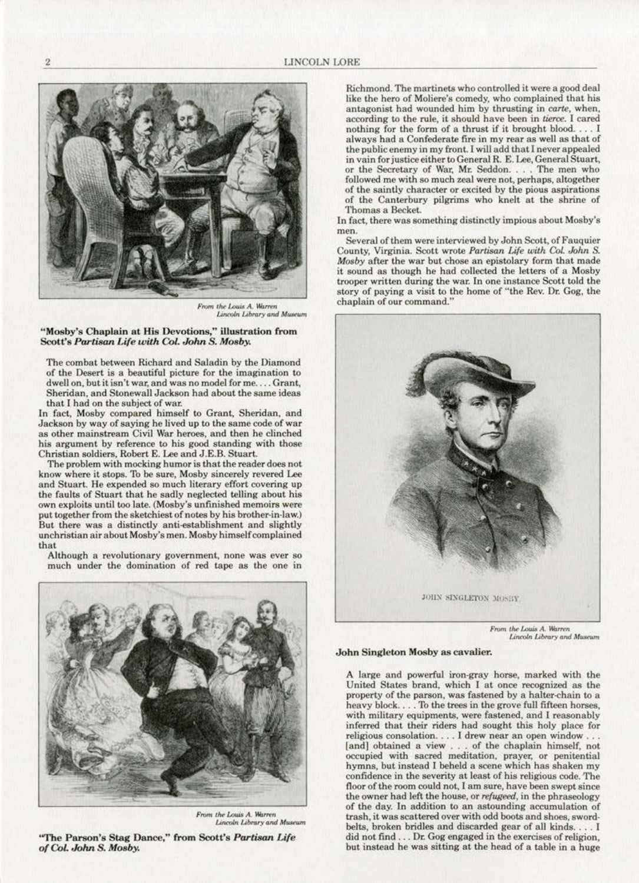From the Louis A. Warren Lincoln Library and Museum

**"Mosby's Chaplain at His Devotions," illustration from Scott's *Partisan Life with Col. John S. Mosby.***

> The combat between Richard and Saladin by the Diamond of the Desert is a beautiful picture for the imagination to dwell on, but it isn't war, and was no model for me. . . . Grant, Sheridan, and Stonewall Jackson had about the same ideas that I had on the subject of war.

In fact, Mosby compared himself to Grant, Sheridan, and Jackson by way of saying he lived up to the same code of war as other mainstream Civil War heroes, and then he clinched his argument by reference to his good standing with those Christian soldiers, Robert E. Lee and J.E.B. Stuart.

The problem with mocking humor is that the reader does not know where it stops. To be sure, Mosby sincerely revered Lee and Stuart. He expended so much literary effort covering up the faults of Stuart that he sadly neglected telling about his own exploits until too late. (Mosby's unfinished memoirs were put together from the sketchiest of notes by his brother-in-law.) But there was a distinctly anti-establishment and slightly unchristian air about Mosby's men. Mosby himself complained that

> Although a revolutionary government, none was ever so much under the domination of red tape as the one in Richmond. The martinets who controlled it were a good deal like the hero of Moliere's comedy, who complained that his antagonist had wounded him by thrusting in *carte*, when, according to the rule, it should have been in *tierce*. I cared nothing for the form of a thrust if it brought blood. . . . I always had a Confederate fire in my rear as well as that of the public enemy in my front. I will add that I never appealed in vain for justice either to General R. E. Lee, General Stuart, or the Secretary of War, Mr. Seddon. . . . The men who followed me with so much zeal were not, perhaps, altogether of the saintly character or excited by the pious aspirations of the Canterbury pilgrims who knelt at the shrine of Thomas a Becket.

In fact, there was something distinctly impious about Mosby's men.

Several of them were interviewed by John Scott, of Fauquier County, Virginia. Scott wrote *Partisan Life with Col. John S. Mosby* after the war but chose an epistolary form that made it sound as though he had collected the letters of a Mosby trooper written during the war. In one instance Scott told the story of paying a visit to the home of "the Rev. Dr. Gog, the chaplain of our command."

From the Louis A. Warren Lincoln Library and Museum

**"The Parson's Stag Dance," from Scott's *Partisan Life of Col. John S. Mosby.***

JOHN SINGLETON MOSBY

From the Louis A. Warren Lincoln Library and Museum

**John Singleton Mosby as cavalier.**

> A large and powerful iron-gray horse, marked with the United States brand, which I at once recognized as the property of the parson, was fastened by a halter-chain to a heavy block. . . . To the trees in the grove full fifteen horses, with military equipments, were fastened, and I reasonably inferred that their riders had sought this holy place for religious consolation. . . . I drew near an open window . . . [and] obtained a view . . . of the chaplain himself, not occupied with sacred meditation, prayer, or penitential hymns, but instead I beheld a scene which has shaken my confidence in the severity at least of his religious code. The floor of the room could not, I am sure, have been swept since the owner had left the house, or *refugeed*, in the phraseology of the day. In addition to an astounding accumulation of trash, it was scattered over with odd boots and shoes, sword-belts, broken bridles and discarded gear of all kinds. . . . I did not find . . . Dr. Gog engaged in the exercises of religion, but instead he was sitting at the head of a table in a huge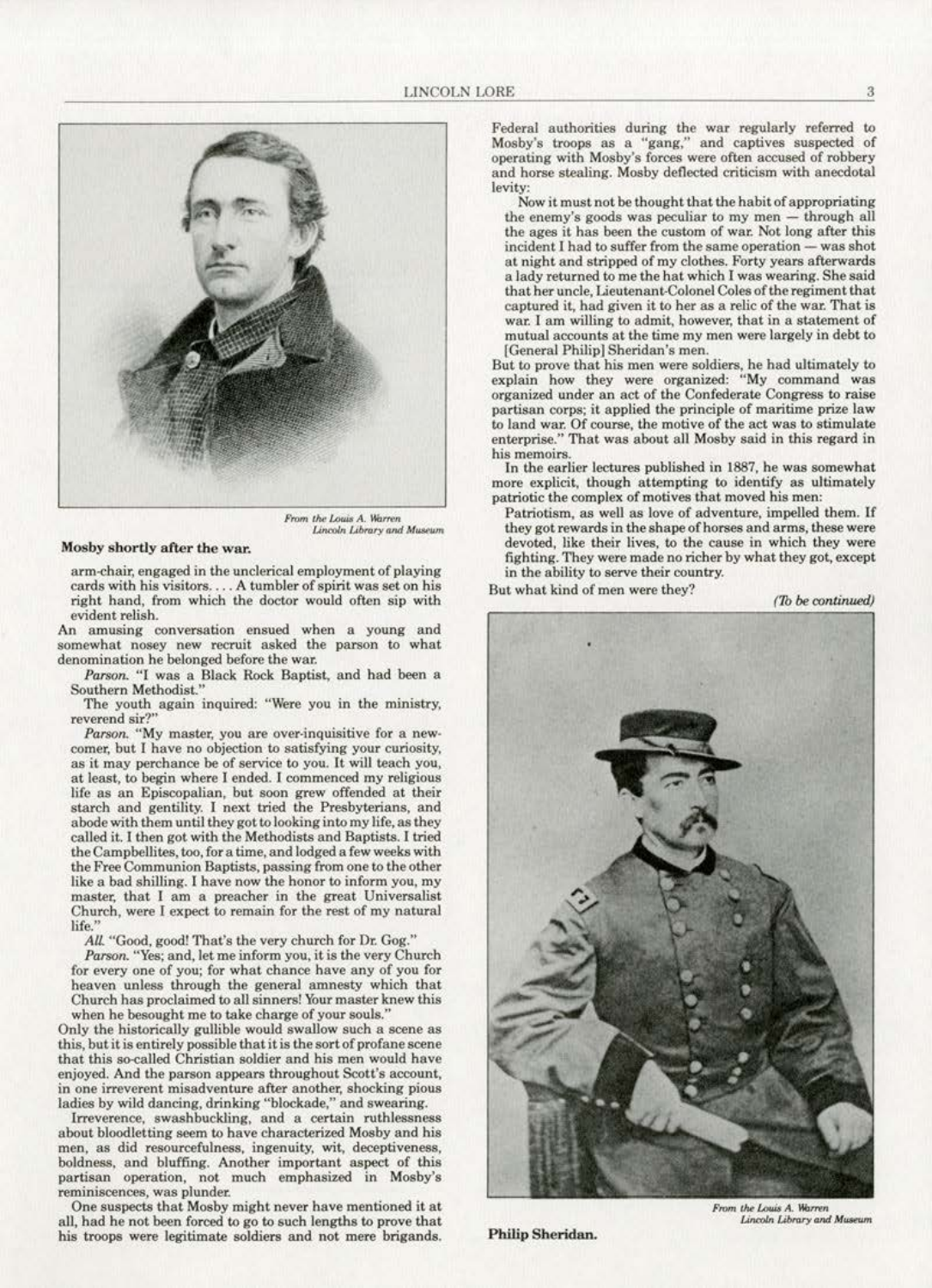From the Louis A. Warren Lincoln Library and Museum

**Mosby shortly after the war.**

arm-chair, engaged in the unclerical employment of playing cards with his visitors. . . . A tumbler of spirit was set on his right hand, from which the doctor would often sip with evident relish.

An amusing conversation ensued when a young and somewhat nosey new recruit asked the parson to what denomination he belonged before the war.

*Parson.* "I was a Black Rock Baptist, and had been a Southern Methodist."

The youth again inquired: "Were you in the ministry, reverend sir?"

*Parson.* "My master, you are over-inquisitive for a new-comer, but I have no objection to satisfying your curiosity, as it may perchance be of service to you. It will teach you, at least, to begin where I ended. I commenced my religious life as an Episcopalian, but soon grew offended at their starch and gentility. I next tried the Presbyterians, and abode with them until they got to looking into my life, as they called it. I then got with the Methodists and Baptists. I tried the Campbellites, too, for a time, and lodged a few weeks with the Free Communion Baptists, passing from one to the other like a bad shilling. I have now the honor to inform you, my master, that I am a preacher in the great Universalist Church, were I expect to remain for the rest of my natural life."

*All.* "Good, good! That's the very church for Dr. Gog."

*Parson.* "Yes; and, let me inform you, it is the very Church for every one of you; for what chance have any of you for heaven unless through the general amnesty which that Church has proclaimed to all sinners! Your master knew this when he besought me to take charge of your souls."

Only the historically gullible would swallow such a scene as this, but it is entirely possible that it is the sort of profane scene that this so-called Christian soldier and his men would have enjoyed. And the parson appears throughout Scott's account, in one irreverent misadventure after another, shocking pious ladies by wild dancing, drinking "blockade," and swearing.

Irreverence, swashbuckling, and a certain ruthlessness about bloodletting seem to have characterized Mosby and his men, as did resourcefulness, ingenuity, wit, deceptiveness, boldness, and bluffing. Another important aspect of this partisan operation, not much emphasized in Mosby's reminiscences, was plunder.

One suspects that Mosby might never have mentioned it at all, had he not been forced to go to such lengths to prove that his troops were legitimate soldiers and not mere brigands. Federal authorities during the war regularly referred to Mosby's troops as a "gang," and captives suspected of operating with Mosby's forces were often accused of robbery and horse stealing. Mosby deflected criticism with anecdotal levity:

> Now it must not be thought that the habit of appropriating the enemy's goods was peculiar to my men — through all the ages it has been the custom of war. Not long after this incident I had to suffer from the same operation — was shot at night and stripped of my clothes. Forty years afterwards a lady returned to me the hat which I was wearing. She said that her uncle, Lieutenant-Colonel Coles of the regiment that captured it, had given it to her as a relic of the war. That is war. I am willing to admit, however, that in a statement of mutual accounts at the time my men were largely in debt to [General Philip] Sheridan's men.

But to prove that his men were soldiers, he had ultimately to explain how they were organized: "My command was organized under an act of the Confederate Congress to raise partisan corps; it applied the principle of maritime prize law to land war. Of course, the motive of the act was to stimulate enterprise." That was about all Mosby said in this regard in his memoirs.

In the earlier lectures published in 1887, he was somewhat more explicit, though attempting to identify as ultimately patriotic the complex of motives that moved his men:

> Patriotism, as well as love of adventure, impelled them. If they got rewards in the shape of horses and arms, these were devoted, like their lives, to the cause in which they were fighting. They were made no richer by what they got, except in the ability to serve their country.

But what kind of men were they?

*(To be continued)*

From the Louis A. Warren Lincoln Library and Museum

**Philip Sheridan.**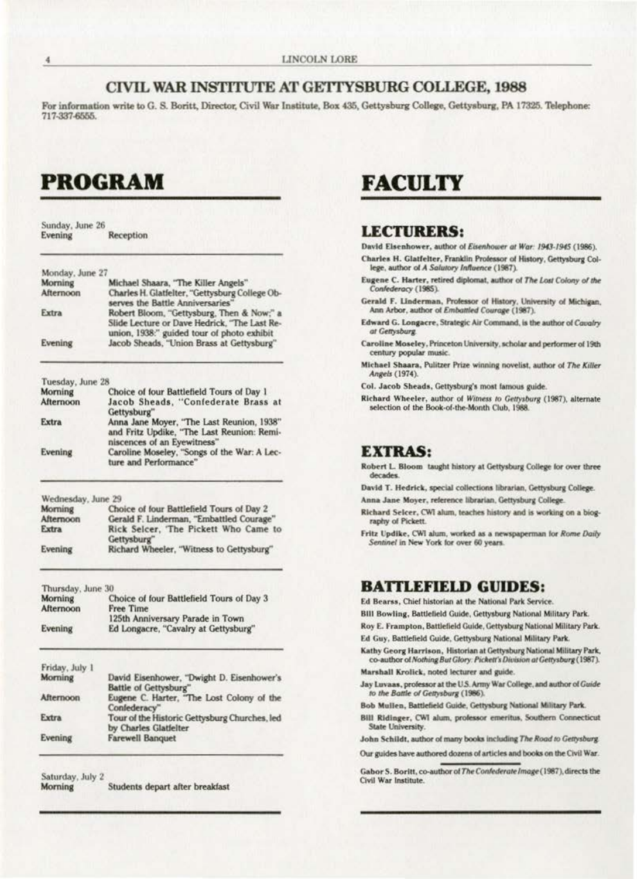## CIVIL WAR INSTITUTE AT GETTYSBURG COLLEGE, 1988

For information write to G. S. Boritt, Director, Civil War Institute, Box 435, Gettysburg College, Gettysburg, PA 17325. Telephone: 717-337-6555.

# PROGRAM

**Sunday, June 26**

| | |
|---|---|
| Evening | Reception |

**Monday, June 27**

| | |
|---|---|
| Morning | Michael Shaara, "The Killer Angels" |
| Afternoon | Charles H. Glatfelter, "Gettysburg College Observes the Battle Anniversaries" |
| Extra | Robert Bloom, "Gettysburg, Then & Now;" a Slide Lecture or Dave Hedrick, "The Last Reunion, 1938:" guided tour of photo exhibit |
| Evening | Jacob Sheads, "Union Brass at Gettysburg" |

**Tuesday, June 28**

| | |
|---|---|
| Morning | Choice of four Battlefield Tours of Day 1 |
| Afternoon | Jacob Sheads, "Confederate Brass at Gettysburg" |
| Extra | Anna Jane Moyer, "The Last Reunion, 1938" and Fritz Updike, "The Last Reunion: Reminiscences of an Eyewitness" |
| Evening | Caroline Moseley, "Songs of the War: A Lecture and Performance" |

**Wednesday, June 29**

| | |
|---|---|
| Morning | Choice of four Battlefield Tours of Day 2 |
| Afternoon | Gerald F. Linderman, "Embattled Courage" |
| Extra | Rick Selcer, 'The Pickett Who Came to Gettysburg" |
| Evening | Richard Wheeler, "Witness to Gettysburg" |

**Thursday, June 30**

| | |
|---|---|
| Morning | Choice of four Battlefield Tours of Day 3 |
| Afternoon | Free Time<br>125th Anniversary Parade in Town |
| Evening | Ed Longacre, "Cavalry at Gettysburg" |

**Friday, July 1**

| | |
|---|---|
| Morning | David Eisenhower, "Dwight D. Eisenhower's Battle of Gettysburg" |
| Afternoon | Eugene C. Harter, "The Lost Colony of the Confederacy" |
| Extra | Tour of the Historic Gettysburg Churches, led by Charles Glatfelter |
| Evening | Farewell Banquet |

**Saturday, July 2**

| | |
|---|---|
| Morning | Students depart after breakfast |

# FACULTY

### LECTURERS:

**David Eisenhower**, author of *Eisenhower at War: 1943-1945* (1986).

**Charles H. Glatfelter**, Franklin Professor of History, Gettysburg College, author of *A Salutory Influence* (1987).

**Eugene C. Harter**, retired diplomat, author of *The Lost Colony of the Confederacy* (1985).

**Gerald F. Linderman**, Professor of History, University of Michigan, Ann Arbor, author of *Embattled Courage* (1987).

**Edward G. Longacre**, Strategic Air Command, is the author of *Cavalry at Gettysburg*.

**Caroline Moseley**, Princeton University, scholar and performer of 19th century popular music.

**Michael Shaara**, Pulitzer Prize winning novelist, author of *The Killer Angels* (1974).

**Col. Jacob Sheads**, Gettysburg's most famous guide.

**Richard Wheeler**, author of *Witness to Gettysburg* (1987), alternate selection of the Book-of-the-Month Club, 1988.

### EXTRAS:

**Robert L. Bloom** taught history at Gettysburg College for over three decades.

**David T. Hedrick**, special collections librarian, Gettysburg College.

**Anna Jane Moyer**, reference librarian, Gettysburg College.

**Richard Selcer**, CWI alum, teaches history and is working on a biography of Pickett.

**Fritz Updike**, CWI alum, worked as a newspaperman for *Rome Daily Sentinel* in New York for over 60 years.

### BATTLEFIELD GUIDES:

**Ed Bearss**, Chief historian at the National Park Service.

**Bill Bowling**, Battlefield Guide, Gettysburg National Military Park.

**Roy E. Frampton**, Battlefield Guide, Gettysburg National Military Park.

**Ed Guy**, Battlefield Guide, Gettysburg National Military Park.

**Kathy Georg Harrison**, Historian at Gettysburg National Military Park, co-author of *Nothing But Glory: Pickett's Division at Gettysburg* (1987).

**Marshall Krolick**, noted lecturer and guide.

**Jay Luvaas**, professor at the U.S. Army War College, and author of *Guide to the Battle of Gettysburg* (1986).

**Bob Mullen**, Battlefield Guide, Gettysburg National Military Park.

**Bill Ridinger**, CWI alum, professor emeritus, Southern Connecticut State University.

**John Schildt**, author of many books including *The Road to Gettysburg*.

Our guides have authored dozens of articles and books on the Civil War.

---

**Gabor S. Boritt**, co-author of *The Confederate Image* (1987), directs the Civil War Institute.